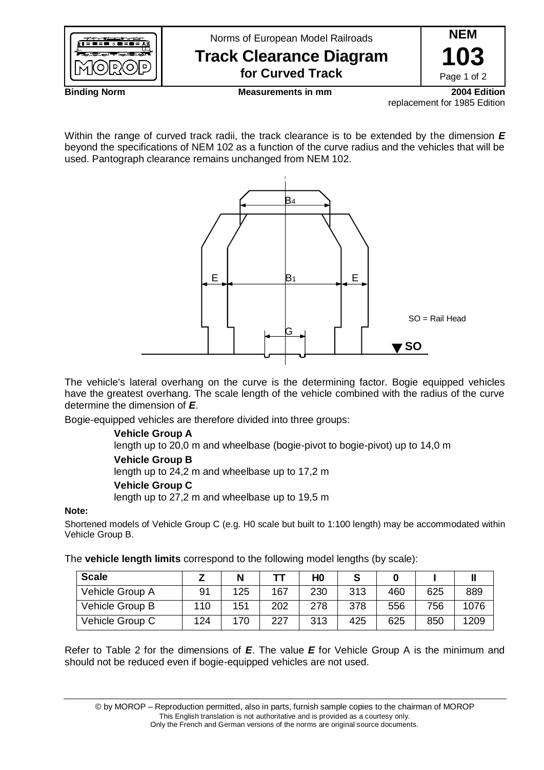Norms of European Model Railroads

# Track Clearance Diagram for Curved Track

**NEM 103**

**Binding Norm** | **Measurements in mm** | **2004 Edition**
replacement for 1985 Edition

Within the range of curved track radii, the track clearance is to be extended by the dimension ***E*** beyond the specifications of NEM 102 as a function of the curve radius and the vehicles that will be used. Pantograph clearance remains unchanged from NEM 102.

SO = Rail Head

The vehicle's lateral overhang on the curve is the determining factor. Bogie equipped vehicles have the greatest overhang. The scale length of the vehicle combined with the radius of the curve determine the dimension of ***E***.

Bogie-equipped vehicles are therefore divided into three groups:

**Vehicle Group A**
length up to 20,0 m and wheelbase (bogie-pivot to bogie-pivot) up to 14,0 m

**Vehicle Group B**
length up to 24,2 m and wheelbase up to 17,2 m

**Vehicle Group C**
length up to 27,2 m and wheelbase up to 19,5 m

**Note:**

Shortened models of Vehicle Group C (e.g. H0 scale but built to 1:100 length) may be accommodated within Vehicle Group B.

The **vehicle length limits** correspond to the following model lengths (by scale):

| Scale | Z | N | TT | H0 | S | 0 | I | II |
|---|---|---|---|---|---|---|---|---|
| Vehicle Group A | 91 | 125 | 167 | 230 | 313 | 460 | 625 | 889 |
| Vehicle Group B | 110 | 151 | 202 | 278 | 378 | 556 | 756 | 1076 |
| Vehicle Group C | 124 | 170 | 227 | 313 | 425 | 625 | 850 | 1209 |

Refer to Table 2 for the dimensions of ***E***. The value ***E*** for Vehicle Group A is the minimum and should not be reduced even if bogie-equipped vehicles are not used.

© by MOROP – Reproduction permitted, also in parts, furnish sample copies to the chairman of MOROP
This English translation is not authoritative and is provided as a courtesy only.
Only the French and German versions of the norms are original source documents.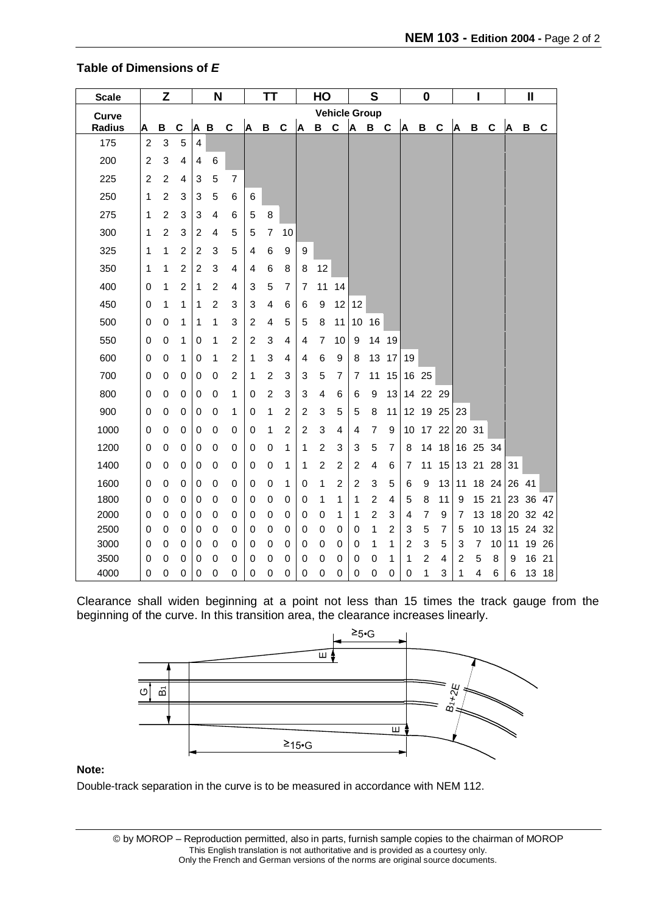**Table of Dimensions of *E***

| Scale | Z | | | N | | | TT | | | HO | | | S | | | 0 | | | I | | | II | | |
|---|---|---|---|---|---|---|---|---|---|---|---|---|---|---|---|---|---|---|---|---|---|---|---|---|
| Curve Radius | Vehicle Group | | | | | | | | | | | | | | | | | | | | | | | |
| | A | B | C | A | B | C | A | B | C | A | B | C | A | B | C | A | B | C | A | B | C | A | B | C |
| 175 | 2 | 3 | 5 | 4 | | | | | | | | | | | | | | | | | | | | |
| 200 | 2 | 3 | 4 | 4 | 6 | | | | | | | | | | | | | | | | | | | |
| 225 | 2 | 2 | 4 | 3 | 5 | 7 | | | | | | | | | | | | | | | | | | |
| 250 | 1 | 2 | 3 | 3 | 5 | 6 | 6 | | | | | | | | | | | | | | | | | |
| 275 | 1 | 2 | 3 | 3 | 4 | 6 | 5 | 8 | | | | | | | | | | | | | | | | |
| 300 | 1 | 2 | 3 | 2 | 4 | 5 | 5 | 7 | 10 | | | | | | | | | | | | | | | |
| 325 | 1 | 1 | 2 | 2 | 3 | 5 | 4 | 6 | 9 | 9 | | | | | | | | | | | | | | |
| 350 | 1 | 1 | 2 | 2 | 3 | 4 | 4 | 6 | 8 | 8 | 12 | | | | | | | | | | | | | |
| 400 | 0 | 1 | 2 | 1 | 2 | 4 | 3 | 5 | 7 | 7 | 11 | 14 | | | | | | | | | | | | |
| 450 | 0 | 1 | 1 | 1 | 2 | 3 | 3 | 4 | 6 | 6 | 9 | 12 | 12 | | | | | | | | | | | |
| 500 | 0 | 0 | 1 | 1 | 1 | 3 | 2 | 4 | 5 | 5 | 8 | 11 | 10 | 16 | | | | | | | | | | |
| 550 | 0 | 0 | 1 | 0 | 1 | 2 | 2 | 3 | 4 | 4 | 7 | 10 | 9 | 14 | 19 | | | | | | | | | |
| 600 | 0 | 0 | 1 | 0 | 1 | 2 | 1 | 3 | 4 | 4 | 6 | 9 | 8 | 13 | 17 | 19 | | | | | | | | |
| 700 | 0 | 0 | 0 | 0 | 0 | 2 | 1 | 2 | 3 | 3 | 5 | 7 | 7 | 11 | 15 | 16 | 25 | | | | | | | |
| 800 | 0 | 0 | 0 | 0 | 0 | 1 | 0 | 2 | 3 | 3 | 4 | 6 | 6 | 9 | 13 | 14 | 22 | 29 | | | | | | |
| 900 | 0 | 0 | 0 | 0 | 0 | 1 | 0 | 1 | 2 | 2 | 3 | 5 | 5 | 8 | 11 | 12 | 19 | 25 | 23 | | | | | |
| 1000 | 0 | 0 | 0 | 0 | 0 | 0 | 0 | 1 | 2 | 2 | 3 | 4 | 4 | 7 | 9 | 10 | 17 | 22 | 20 | 31 | | | | |
| 1200 | 0 | 0 | 0 | 0 | 0 | 0 | 0 | 0 | 1 | 1 | 2 | 3 | 3 | 5 | 7 | 8 | 14 | 18 | 16 | 25 | 34 | | | |
| 1400 | 0 | 0 | 0 | 0 | 0 | 0 | 0 | 0 | 1 | 1 | 2 | 2 | 2 | 4 | 6 | 7 | 11 | 15 | 13 | 21 | 28 | 31 | | |
| 1600 | 0 | 0 | 0 | 0 | 0 | 0 | 0 | 0 | 1 | 0 | 1 | 2 | 2 | 3 | 5 | 6 | 9 | 13 | 11 | 18 | 24 | 26 | 41 | |
| 1800 | 0 | 0 | 0 | 0 | 0 | 0 | 0 | 0 | 0 | 0 | 1 | 1 | 1 | 2 | 4 | 5 | 8 | 11 | 9 | 15 | 21 | 23 | 36 | 47 |
| 2000 | 0 | 0 | 0 | 0 | 0 | 0 | 0 | 0 | 0 | 0 | 0 | 1 | 1 | 2 | 3 | 4 | 7 | 9 | 7 | 13 | 18 | 20 | 32 | 42 |
| 2500 | 0 | 0 | 0 | 0 | 0 | 0 | 0 | 0 | 0 | 0 | 0 | 0 | 0 | 1 | 2 | 3 | 5 | 7 | 5 | 10 | 13 | 15 | 24 | 32 |
| 3000 | 0 | 0 | 0 | 0 | 0 | 0 | 0 | 0 | 0 | 0 | 0 | 0 | 0 | 1 | 1 | 2 | 3 | 5 | 3 | 7 | 10 | 11 | 19 | 26 |
| 3500 | 0 | 0 | 0 | 0 | 0 | 0 | 0 | 0 | 0 | 0 | 0 | 0 | 0 | 0 | 1 | 1 | 2 | 4 | 2 | 5 | 8 | 9 | 16 | 21 |
| 4000 | 0 | 0 | 0 | 0 | 0 | 0 | 0 | 0 | 0 | 0 | 0 | 0 | 0 | 0 | 0 | 0 | 1 | 3 | 1 | 4 | 6 | 6 | 13 | 18 |

Clearance shall widen beginning at a point not less than 15 times the track gauge from the beginning of the curve. In this transition area, the clearance increases linearly.

≥5•G

E

G

$B_1$

$B_1+2E$

E

≥15•G

**Note:**

Double-track separation in the curve is to be measured in accordance with NEM 112.

© by MOROP – Reproduction permitted, also in parts, furnish sample copies to the chairman of MOROP
This English translation is not authoritative and is provided as a courtesy only.
Only the French and German versions of the norms are original source documents.